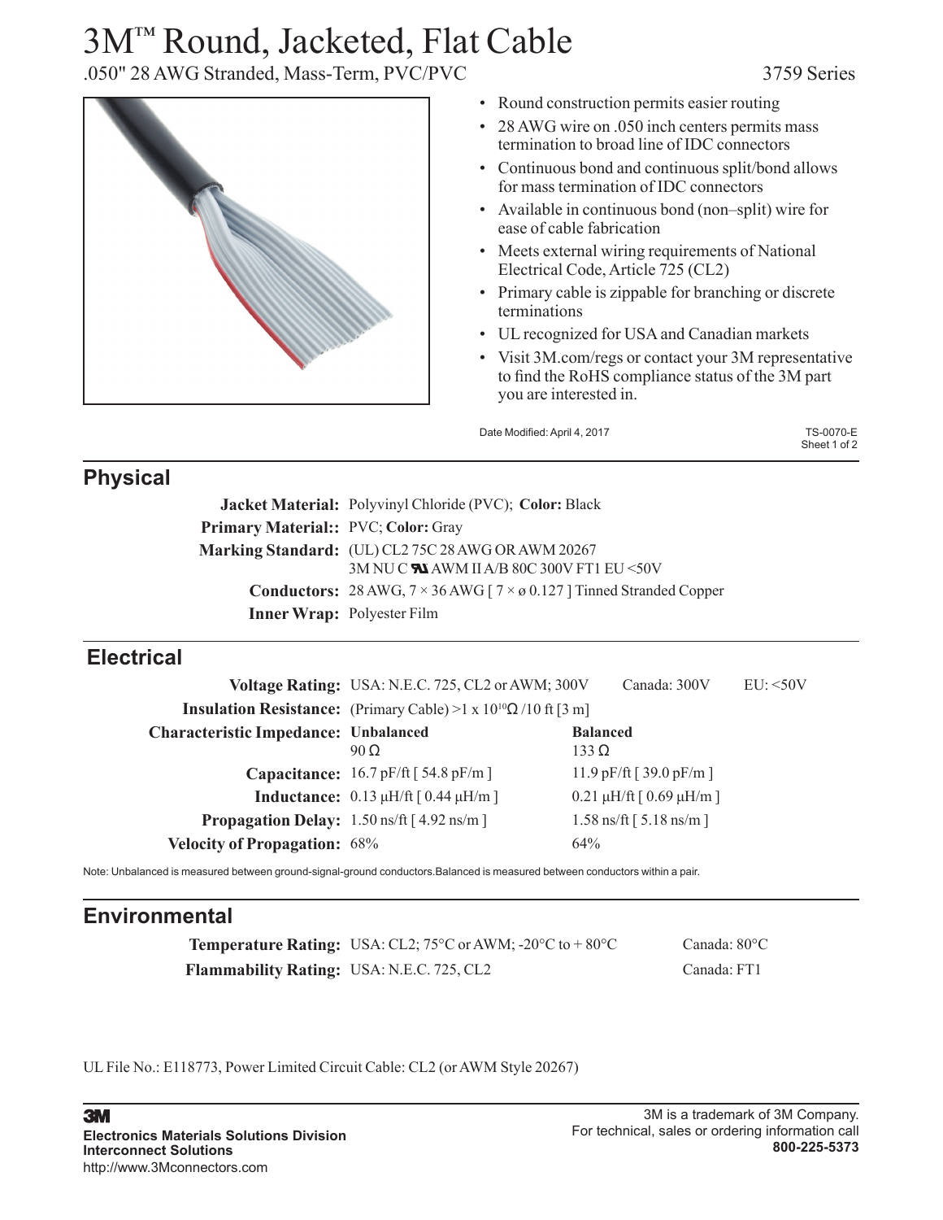# 3M™ Round, Jacketed, Flat Cable

.050" 28 AWG Stranded, Mass-Term, PVC/PVC

3759 Series

- Round construction permits easier routing
- 28 AWG wire on .050 inch centers permits mass termination to broad line of IDC connectors
- Continuous bond and continuous split/bond allows for mass termination of IDC connectors
- Available in continuous bond (non–split) wire for ease of cable fabrication
- Meets external wiring requirements of National Electrical Code, Article 725 (CL2)
- Primary cable is zippable for branching or discrete terminations
- UL recognized for USA and Canadian markets
- Visit 3M.com/regs or contact your 3M representative to find the RoHS compliance status of the 3M part you are interested in.

Date Modified: April 4, 2017

TS-0070-E

## Physical

| | |
|---|---|
| **Jacket Material:** | Polyvinyl Chloride (PVC); **Color:** Black |
| **Primary Material::** | PVC; **Color:** Gray |
| **Marking Standard:** | (UL) CL2 75C 28 AWG OR AWM 20267<br>3M NU C RU AWM II A/B 80C 300V FT1 EU <50V |
| **Conductors:** | 28 AWG, 7 × 36 AWG [ 7 × ø 0.127 ] Tinned Stranded Copper |
| **Inner Wrap:** | Polyester Film |

## Electrical

| | | | |
|---|---|---|---|
| **Voltage Rating:** | USA: N.E.C. 725, CL2 or AWM; 300V | Canada: 300V | EU: <50V |
| **Insulation Resistance:** | (Primary Cable) >1 x $10^{10}\Omega$ /10 ft [3 m] | | |

| **Characteristic Impedance:** | **Unbalanced**<br>90 Ω | **Balanced**<br>133 Ω |
|---|---|---|
| **Capacitance:** | 16.7 pF/ft [ 54.8 pF/m ] | 11.9 pF/ft [ 39.0 pF/m ] |
| **Inductance:** | 0.13 μH/ft [ 0.44 μH/m ] | 0.21 μH/ft [ 0.69 μH/m ] |
| **Propagation Delay:** | 1.50 ns/ft [ 4.92 ns/m ] | 1.58 ns/ft [ 5.18 ns/m ] |
| **Velocity of Propagation:** | 68% | 64% |

Note: Unbalanced is measured between ground-signal-ground conductors.Balanced is measured between conductors within a pair.

## Environmental

| | | |
|---|---|---|
| **Temperature Rating:** | USA: CL2; 75°C or AWM; -20°C to + 80°C | Canada: 80°C |
| **Flammability Rating:** | USA: N.E.C. 725, CL2 | Canada: FT1 |

UL File No.: E118773, Power Limited Circuit Cable: CL2 (or AWM Style 20267)

**3M**
**Electronics Materials Solutions Division**
**Interconnect Solutions**
http://www.3Mconnectors.com

3M is a trademark of 3M Company.
For technical, sales or ordering information call
**800-225-5373**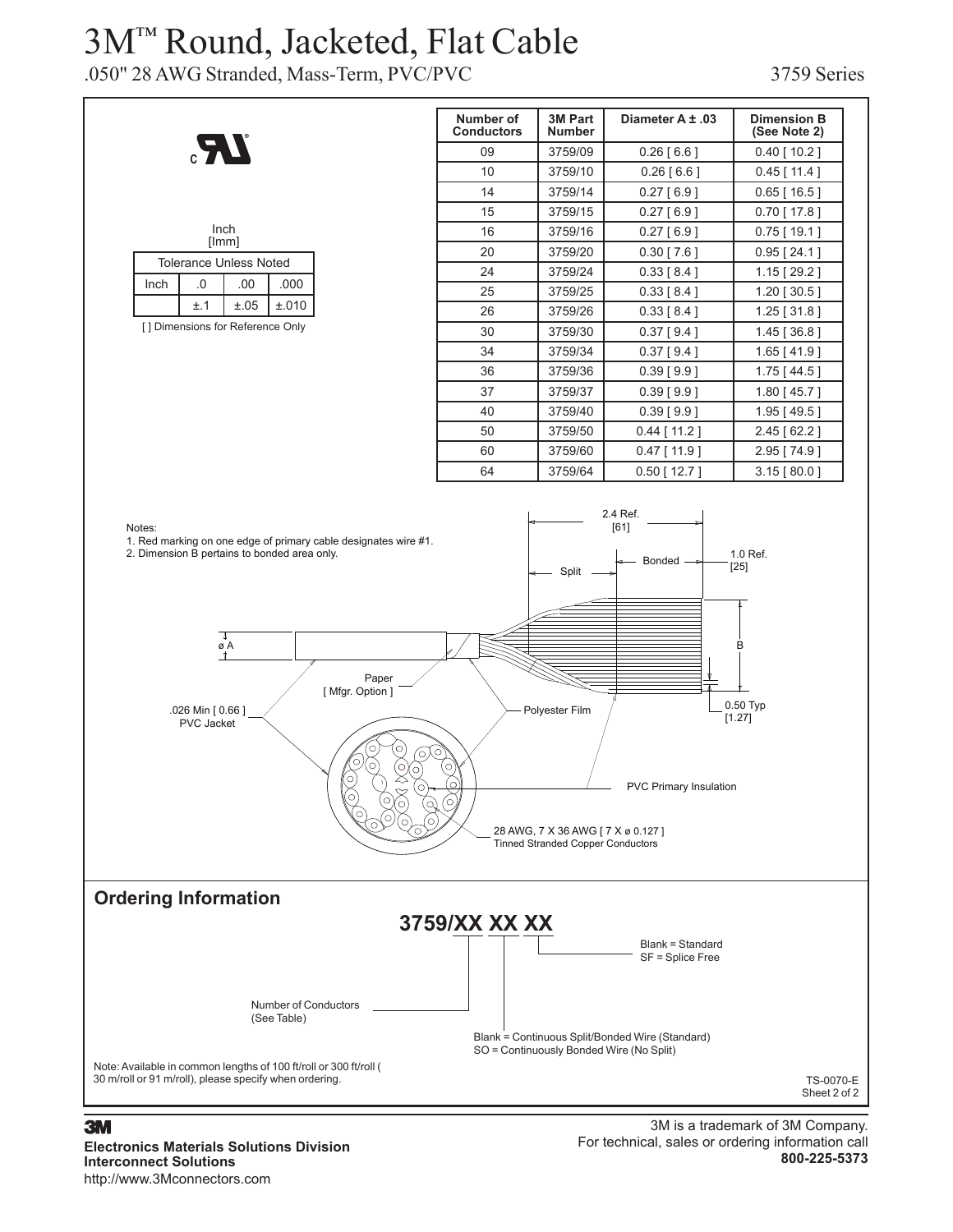# 3M™ Round, Jacketed, Flat Cable

.050" 28 AWG Stranded, Mass-Term, PVC/PVC

3759 Series

Inch
[mm]

| Tolerance Unless Noted | | | |
|---|---|---|---|
| Inch | .0 | .00 | .000 |
| | ±.1 | ±.05 | ±.010 |

[ ] Dimensions for Reference Only

| Number of Conductors | 3M Part Number | Diameter A ± .03 | Dimension B (See Note 2) |
|---|---|---|---|
| 09 | 3759/09 | 0.26 [ 6.6 ] | 0.40 [ 10.2 ] |
| 10 | 3759/10 | 0.26 [ 6.6 ] | 0.45 [ 11.4 ] |
| 14 | 3759/14 | 0.27 [ 6.9 ] | 0.65 [ 16.5 ] |
| 15 | 3759/15 | 0.27 [ 6.9 ] | 0.70 [ 17.8 ] |
| 16 | 3759/16 | 0.27 [ 6.9 ] | 0.75 [ 19.1 ] |
| 20 | 3759/20 | 0.30 [ 7.6 ] | 0.95 [ 24.1 ] |
| 24 | 3759/24 | 0.33 [ 8.4 ] | 1.15 [ 29.2 ] |
| 25 | 3759/25 | 0.33 [ 8.4 ] | 1.20 [ 30.5 ] |
| 26 | 3759/26 | 0.33 [ 8.4 ] | 1.25 [ 31.8 ] |
| 30 | 3759/30 | 0.37 [ 9.4 ] | 1.45 [ 36.8 ] |
| 34 | 3759/34 | 0.37 [ 9.4 ] | 1.65 [ 41.9 ] |
| 36 | 3759/36 | 0.39 [ 9.9 ] | 1.75 [ 44.5 ] |
| 37 | 3759/37 | 0.39 [ 9.9 ] | 1.80 [ 45.7 ] |
| 40 | 3759/40 | 0.39 [ 9.9 ] | 1.95 [ 49.5 ] |
| 50 | 3759/50 | 0.44 [ 11.2 ] | 2.45 [ 62.2 ] |
| 60 | 3759/60 | 0.47 [ 11.9 ] | 2.95 [ 74.9 ] |
| 64 | 3759/64 | 0.50 [ 12.7 ] | 3.15 [ 80.0 ] |

Notes:
1. Red marking on one edge of primary cable designates wire #1.
2. Dimension B pertains to bonded area only.

2.4 Ref. [61]
Split
Bonded
1.0 Ref. [25]
B
ø A
0.50 Typ [1.27]
Paper [ Mfgr. Option ]
.026 Min [ 0.66 ] PVC Jacket
Polyester Film
PVC Primary Insulation
28 AWG, 7 X 36 AWG [ 7 X ø 0.127 ] Tinned Stranded Copper Conductors

## Ordering Information

**3759/XX XX XX**

- Number of Conductors (See Table)
- Blank = Continuous Split/Bonded Wire (Standard)
  SO = Continuously Bonded Wire (No Split)
- Blank = Standard
  SF = Splice Free

Note: Available in common lengths of 100 ft/roll or 300 ft/roll ( 30 m/roll or 91 m/roll), please specify when ordering.

TS-0070-E
Sheet 2 of 2

3M
**Electronics Materials Solutions Division**
**Interconnect Solutions**
http://www.3Mconnectors.com

3M is a trademark of 3M Company.
For technical, sales or ordering information call
**800-225-5373**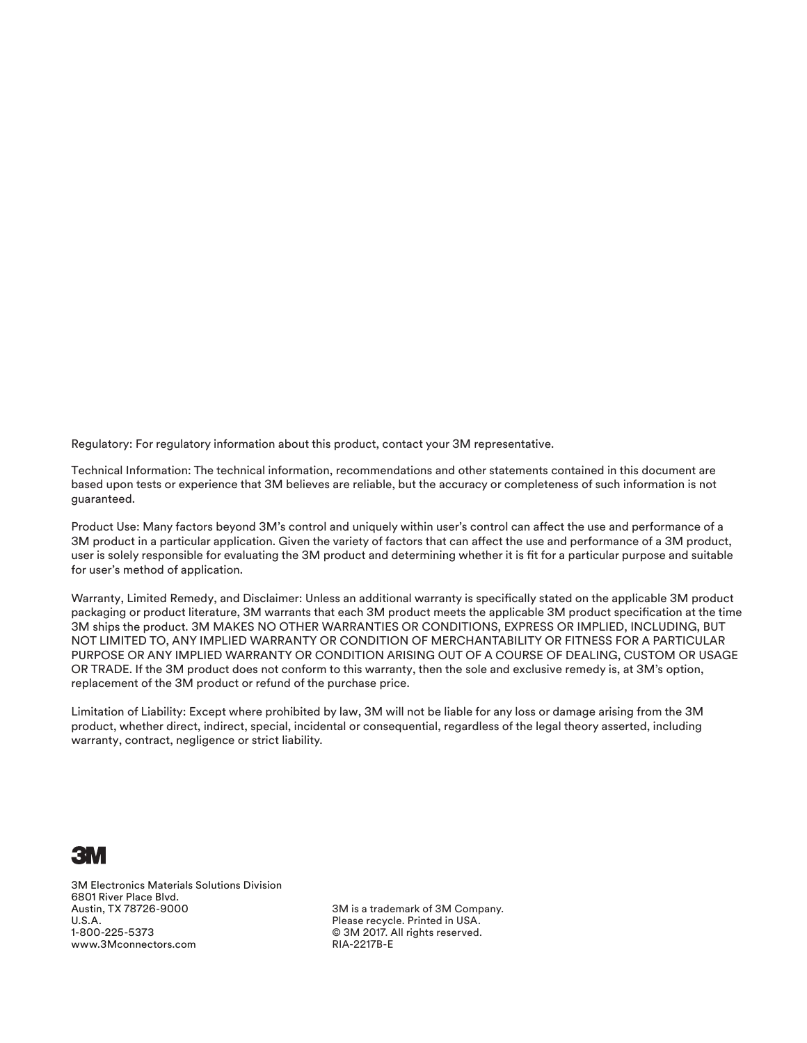Regulatory: For regulatory information about this product, contact your 3M representative.

Technical Information: The technical information, recommendations and other statements contained in this document are based upon tests or experience that 3M believes are reliable, but the accuracy or completeness of such information is not guaranteed.

Product Use: Many factors beyond 3M's control and uniquely within user's control can affect the use and performance of a 3M product in a particular application. Given the variety of factors that can affect the use and performance of a 3M product, user is solely responsible for evaluating the 3M product and determining whether it is fit for a particular purpose and suitable for user's method of application.

Warranty, Limited Remedy, and Disclaimer: Unless an additional warranty is specifically stated on the applicable 3M product packaging or product literature, 3M warrants that each 3M product meets the applicable 3M product specification at the time 3M ships the product. 3M MAKES NO OTHER WARRANTIES OR CONDITIONS, EXPRESS OR IMPLIED, INCLUDING, BUT NOT LIMITED TO, ANY IMPLIED WARRANTY OR CONDITION OF MERCHANTABILITY OR FITNESS FOR A PARTICULAR PURPOSE OR ANY IMPLIED WARRANTY OR CONDITION ARISING OUT OF A COURSE OF DEALING, CUSTOM OR USAGE OR TRADE. If the 3M product does not conform to this warranty, then the sole and exclusive remedy is, at 3M's option, replacement of the 3M product or refund of the purchase price.

Limitation of Liability: Except where prohibited by law, 3M will not be liable for any loss or damage arising from the 3M product, whether direct, indirect, special, incidental or consequential, regardless of the legal theory asserted, including warranty, contract, negligence or strict liability.

**3M**

3M Electronics Materials Solutions Division
6801 River Place Blvd.
Austin, TX 78726-9000
U.S.A.
1-800-225-5373
www.3Mconnectors.com

3M is a trademark of 3M Company.
Please recycle. Printed in USA.
© 3M 2017. All rights reserved.
RIA-2217B-E